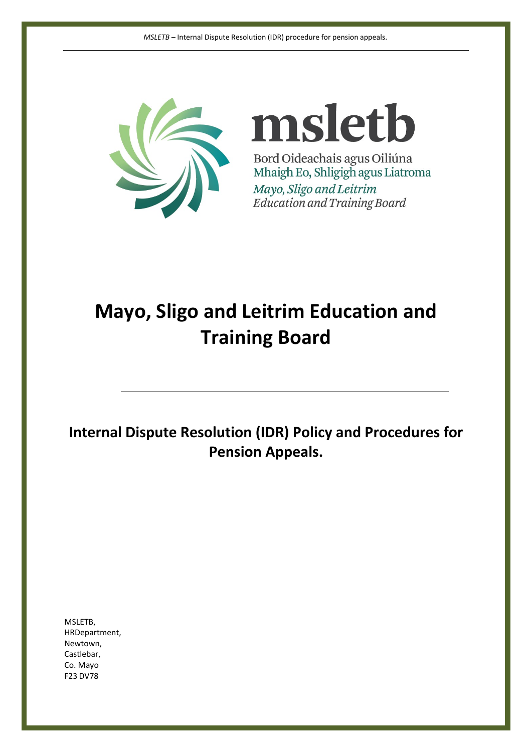msletb

Bord Oideachais agus Oiliúna
Mhaigh Eo, Shligigh agus Liatroma
*Mayo, Sligo and Leitrim*
*Education and Training Board*

# Mayo, Sligo and Leitrim Education and Training Board

## Internal Dispute Resolution (IDR) Policy and Procedures for Pension Appeals.

MSLETB,
HRDepartment,
Newtown,
Castlebar,
Co. Mayo
F23 DV78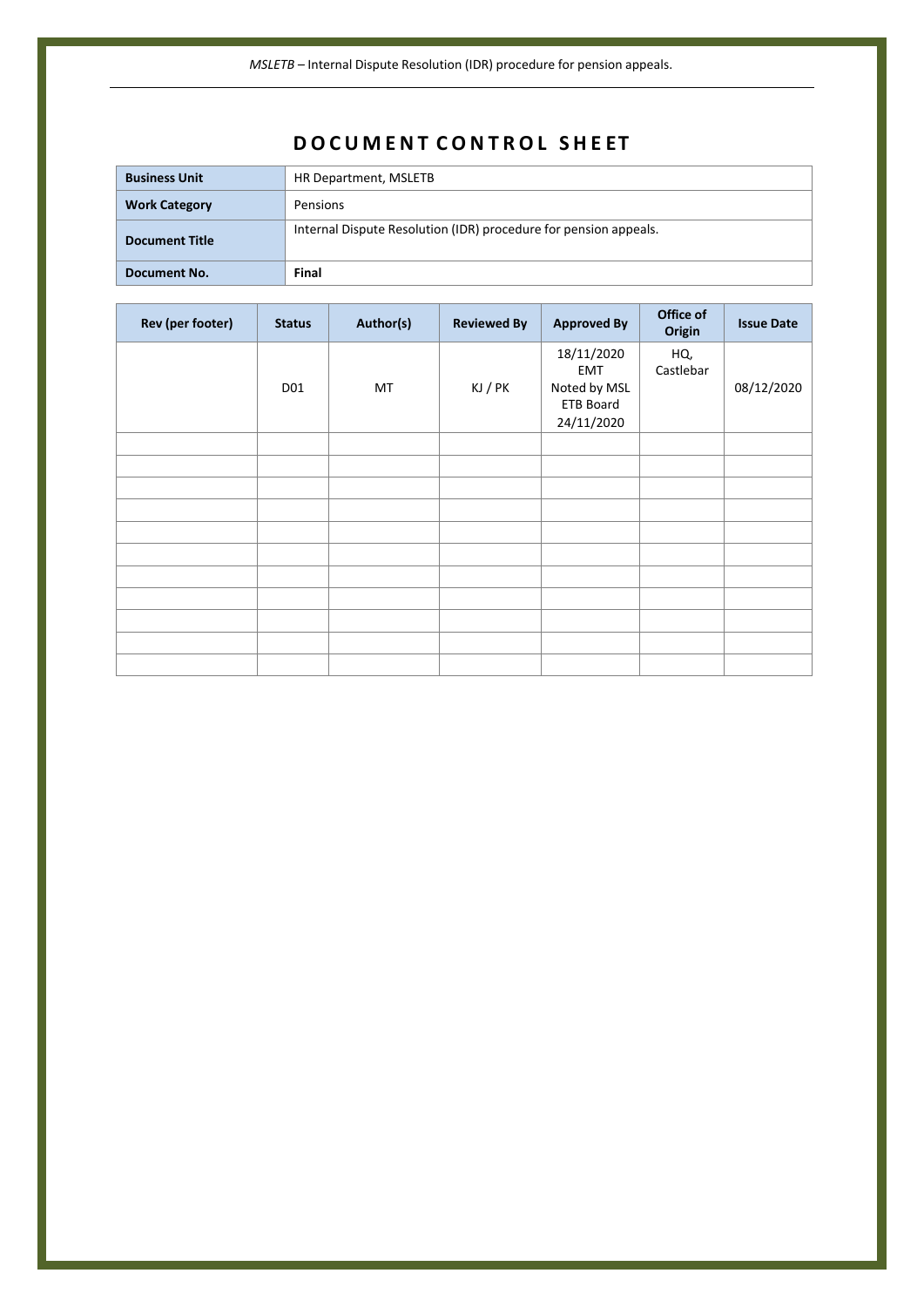# DOCUMENT CONTROL SHEET

| **Business Unit** | HR Department, MSLETB |
|---|---|
| **Work Category** | Pensions |
| **Document Title** | Internal Dispute Resolution (IDR) procedure for pension appeals. |
| **Document No.** | **Final** |

| Rev (per footer) | Status | Author(s) | Reviewed By | Approved By | Office of Origin | Issue Date |
|---|---|---|---|---|---|---|
| | D01 | MT | KJ / PK | 18/11/2020 EMT Noted by MSL ETB Board 24/11/2020 | HQ, Castlebar | 08/12/2020 |
| | | | | | | |
| | | | | | | |
| | | | | | | |
| | | | | | | |
| | | | | | | |
| | | | | | | |
| | | | | | | |
| | | | | | | |
| | | | | | | |
| | | | | | | |
| | | | | | | |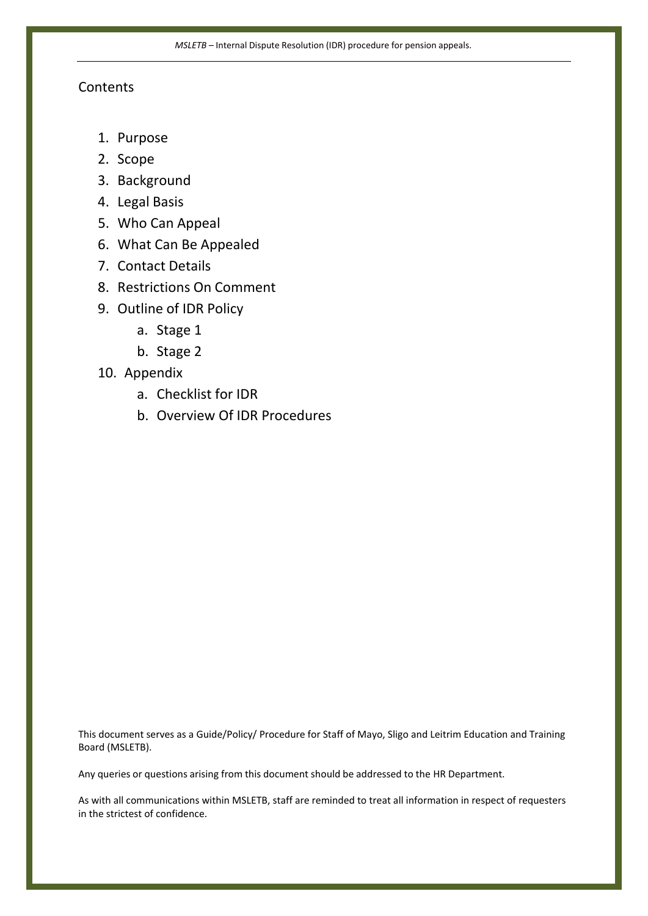# Contents

1. Purpose
2. Scope
3. Background
4. Legal Basis
5. Who Can Appeal
6. What Can Be Appealed
7. Contact Details
8. Restrictions On Comment
9. Outline of IDR Policy
   a. Stage 1
   b. Stage 2
10. Appendix
    a. Checklist for IDR
    b. Overview Of IDR Procedures

This document serves as a Guide/Policy/ Procedure for Staff of Mayo, Sligo and Leitrim Education and Training Board (MSLETB).

Any queries or questions arising from this document should be addressed to the HR Department.

As with all communications within MSLETB, staff are reminded to treat all information in respect of requesters in the strictest of confidence.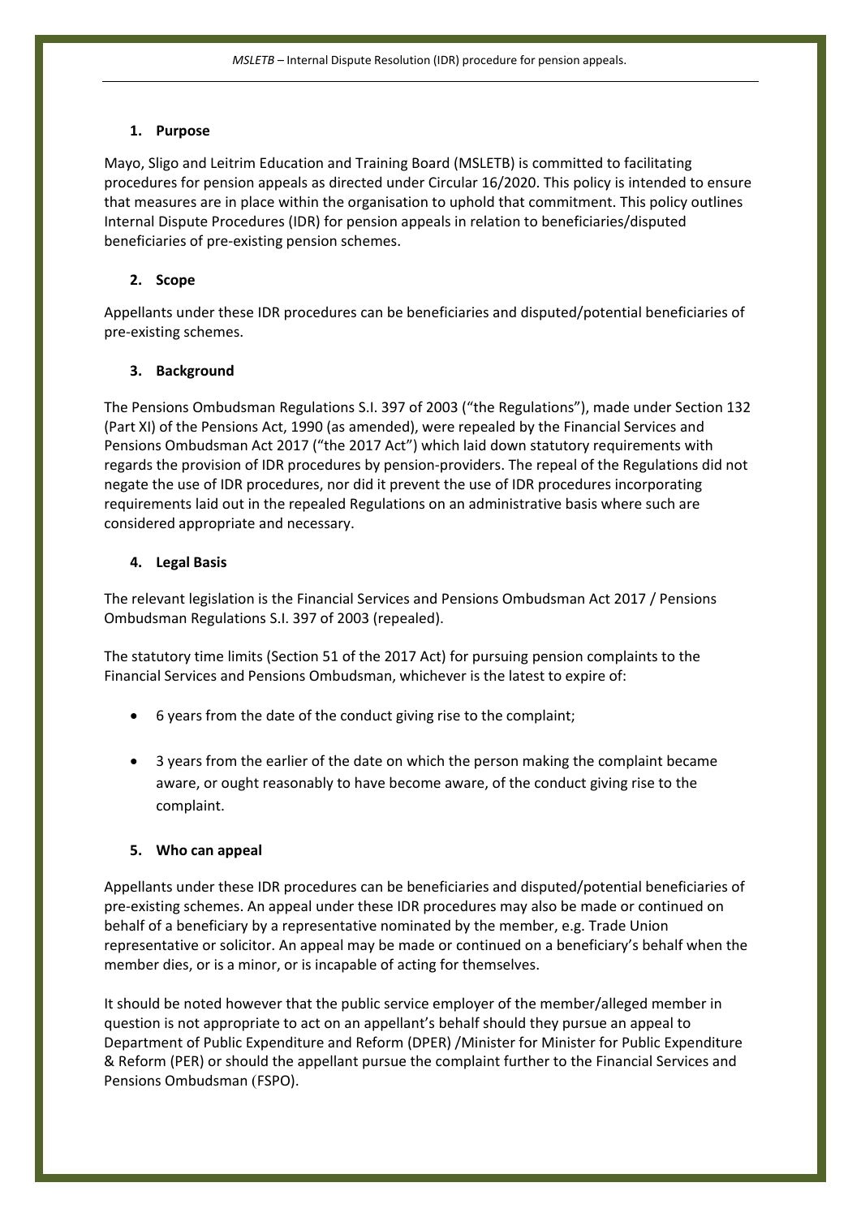## 1. Purpose

Mayo, Sligo and Leitrim Education and Training Board (MSLETB) is committed to facilitating procedures for pension appeals as directed under Circular 16/2020. This policy is intended to ensure that measures are in place within the organisation to uphold that commitment. This policy outlines Internal Dispute Procedures (IDR) for pension appeals in relation to beneficiaries/disputed beneficiaries of pre-existing pension schemes.

## 2. Scope

Appellants under these IDR procedures can be beneficiaries and disputed/potential beneficiaries of pre-existing schemes.

## 3. Background

The Pensions Ombudsman Regulations S.I. 397 of 2003 ("the Regulations"), made under Section 132 (Part XI) of the Pensions Act, 1990 (as amended), were repealed by the Financial Services and Pensions Ombudsman Act 2017 ("the 2017 Act") which laid down statutory requirements with regards the provision of IDR procedures by pension-providers. The repeal of the Regulations did not negate the use of IDR procedures, nor did it prevent the use of IDR procedures incorporating requirements laid out in the repealed Regulations on an administrative basis where such are considered appropriate and necessary.

## 4. Legal Basis

The relevant legislation is the Financial Services and Pensions Ombudsman Act 2017 / Pensions Ombudsman Regulations S.I. 397 of 2003 (repealed).

The statutory time limits (Section 51 of the 2017 Act) for pursuing pension complaints to the Financial Services and Pensions Ombudsman, whichever is the latest to expire of:

- 6 years from the date of the conduct giving rise to the complaint;
- 3 years from the earlier of the date on which the person making the complaint became aware, or ought reasonably to have become aware, of the conduct giving rise to the complaint.

## 5. Who can appeal

Appellants under these IDR procedures can be beneficiaries and disputed/potential beneficiaries of pre-existing schemes. An appeal under these IDR procedures may also be made or continued on behalf of a beneficiary by a representative nominated by the member, e.g. Trade Union representative or solicitor. An appeal may be made or continued on a beneficiary's behalf when the member dies, or is a minor, or is incapable of acting for themselves.

It should be noted however that the public service employer of the member/alleged member in question is not appropriate to act on an appellant's behalf should they pursue an appeal to Department of Public Expenditure and Reform (DPER) /Minister for Minister for Public Expenditure & Reform (PER) or should the appellant pursue the complaint further to the Financial Services and Pensions Ombudsman (FSPO).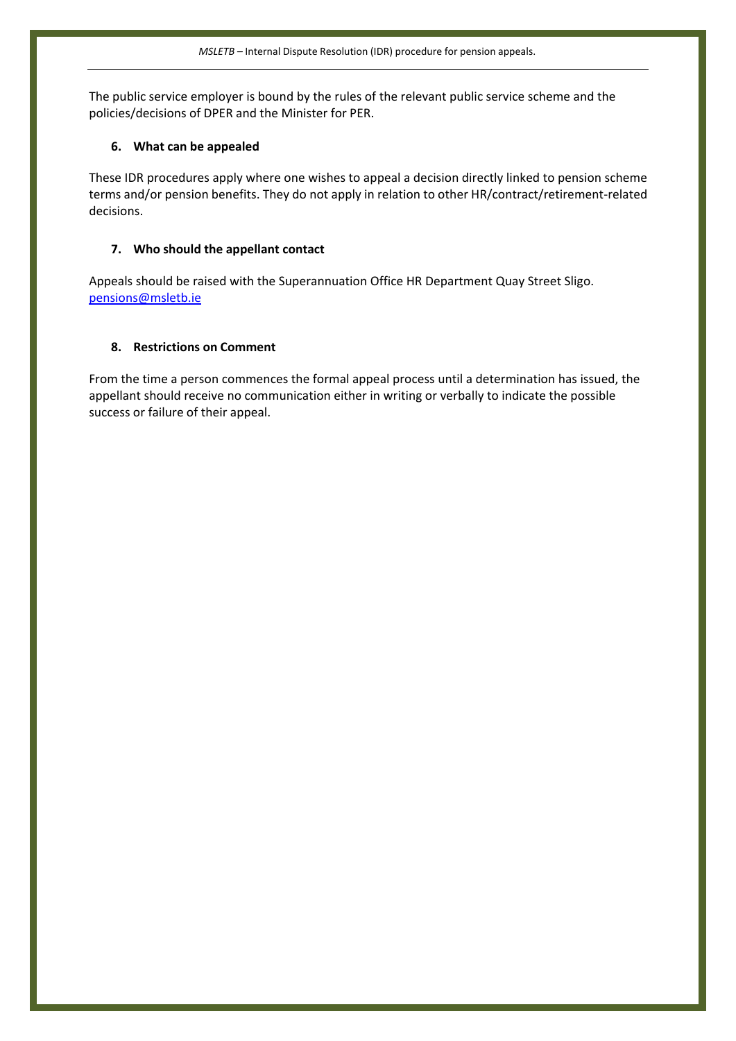The public service employer is bound by the rules of the relevant public service scheme and the policies/decisions of DPER and the Minister for PER.

## 6. What can be appealed

These IDR procedures apply where one wishes to appeal a decision directly linked to pension scheme terms and/or pension benefits. They do not apply in relation to other HR/contract/retirement-related decisions.

## 7. Who should the appellant contact

Appeals should be raised with the Superannuation Office HR Department Quay Street Sligo.
pensions@msletb.ie

## 8. Restrictions on Comment

From the time a person commences the formal appeal process until a determination has issued, the appellant should receive no communication either in writing or verbally to indicate the possible success or failure of their appeal.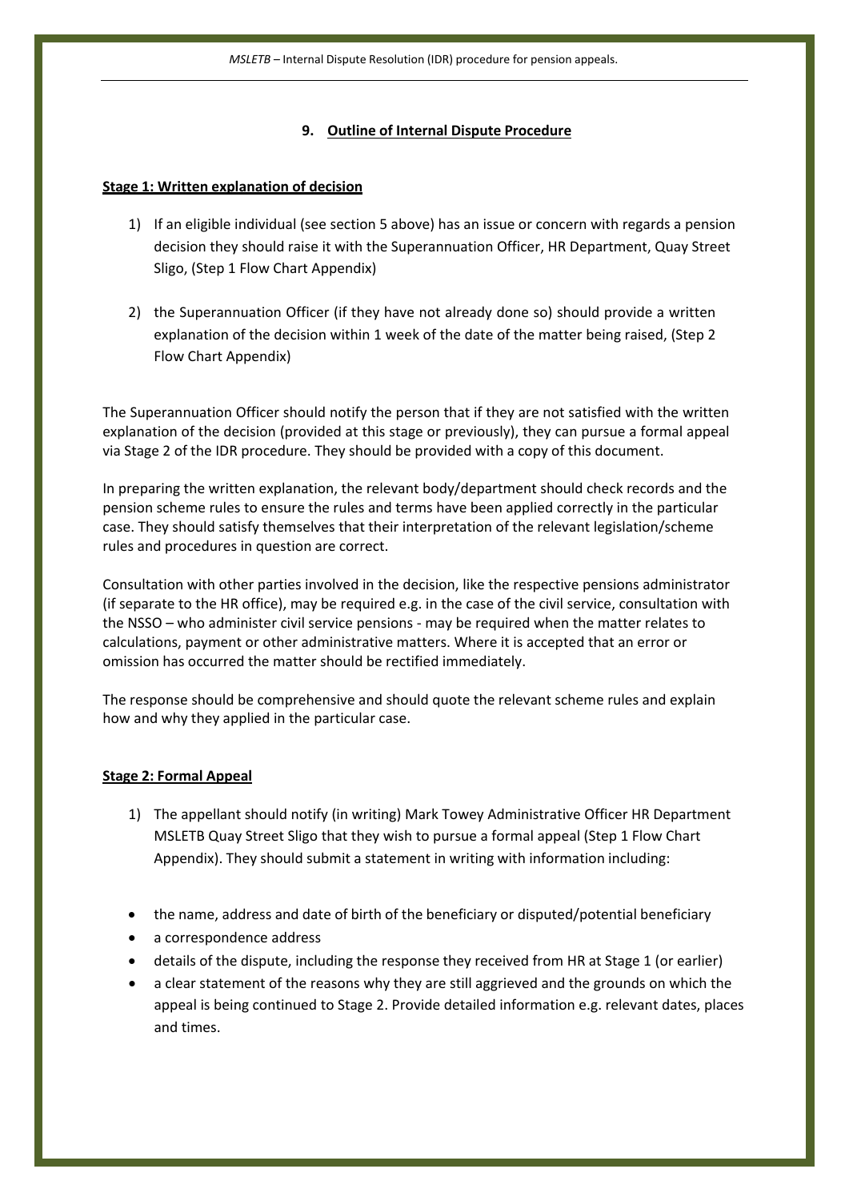## 9. Outline of Internal Dispute Procedure

**Stage 1: Written explanation of decision**

1) If an eligible individual (see section 5 above) has an issue or concern with regards a pension decision they should raise it with the Superannuation Officer, HR Department, Quay Street Sligo, (Step 1 Flow Chart Appendix)

2) the Superannuation Officer (if they have not already done so) should provide a written explanation of the decision within 1 week of the date of the matter being raised, (Step 2 Flow Chart Appendix)

The Superannuation Officer should notify the person that if they are not satisfied with the written explanation of the decision (provided at this stage or previously), they can pursue a formal appeal via Stage 2 of the IDR procedure. They should be provided with a copy of this document.

In preparing the written explanation, the relevant body/department should check records and the pension scheme rules to ensure the rules and terms have been applied correctly in the particular case. They should satisfy themselves that their interpretation of the relevant legislation/scheme rules and procedures in question are correct.

Consultation with other parties involved in the decision, like the respective pensions administrator (if separate to the HR office), may be required e.g. in the case of the civil service, consultation with the NSSO – who administer civil service pensions - may be required when the matter relates to calculations, payment or other administrative matters. Where it is accepted that an error or omission has occurred the matter should be rectified immediately.

The response should be comprehensive and should quote the relevant scheme rules and explain how and why they applied in the particular case.

**Stage 2: Formal Appeal**

1) The appellant should notify (in writing) Mark Towey Administrative Officer HR Department MSLETB Quay Street Sligo that they wish to pursue a formal appeal (Step 1 Flow Chart Appendix). They should submit a statement in writing with information including:

- the name, address and date of birth of the beneficiary or disputed/potential beneficiary
- a correspondence address
- details of the dispute, including the response they received from HR at Stage 1 (or earlier)
- a clear statement of the reasons why they are still aggrieved and the grounds on which the appeal is being continued to Stage 2. Provide detailed information e.g. relevant dates, places and times.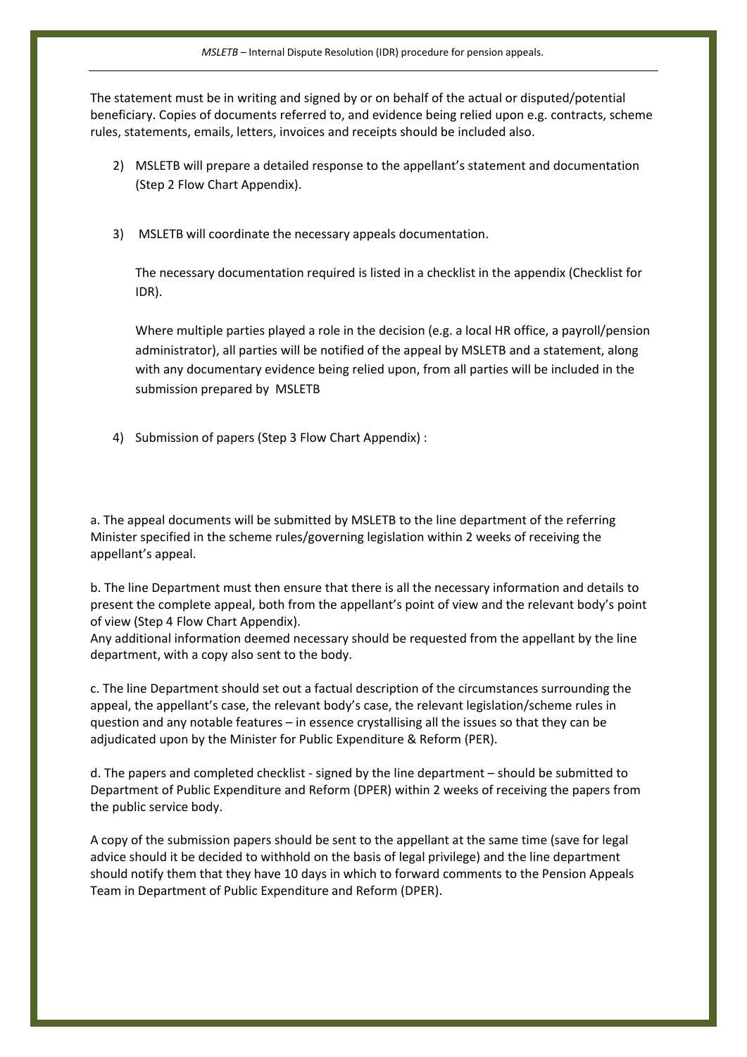The statement must be in writing and signed by or on behalf of the actual or disputed/potential beneficiary. Copies of documents referred to, and evidence being relied upon e.g. contracts, scheme rules, statements, emails, letters, invoices and receipts should be included also.

2) MSLETB will prepare a detailed response to the appellant's statement and documentation (Step 2 Flow Chart Appendix).

3) MSLETB will coordinate the necessary appeals documentation.

   The necessary documentation required is listed in a checklist in the appendix (Checklist for IDR).

   Where multiple parties played a role in the decision (e.g. a local HR office, a payroll/pension administrator), all parties will be notified of the appeal by MSLETB and a statement, along with any documentary evidence being relied upon, from all parties will be included in the submission prepared by MSLETB

4) Submission of papers (Step 3 Flow Chart Appendix) :

a. The appeal documents will be submitted by MSLETB to the line department of the referring Minister specified in the scheme rules/governing legislation within 2 weeks of receiving the appellant's appeal.

b. The line Department must then ensure that there is all the necessary information and details to present the complete appeal, both from the appellant's point of view and the relevant body's point of view (Step 4 Flow Chart Appendix).
Any additional information deemed necessary should be requested from the appellant by the line department, with a copy also sent to the body.

c. The line Department should set out a factual description of the circumstances surrounding the appeal, the appellant's case, the relevant body's case, the relevant legislation/scheme rules in question and any notable features – in essence crystallising all the issues so that they can be adjudicated upon by the Minister for Public Expenditure & Reform (PER).

d. The papers and completed checklist - signed by the line department – should be submitted to Department of Public Expenditure and Reform (DPER) within 2 weeks of receiving the papers from the public service body.

A copy of the submission papers should be sent to the appellant at the same time (save for legal advice should it be decided to withhold on the basis of legal privilege) and the line department should notify them that they have 10 days in which to forward comments to the Pension Appeals Team in Department of Public Expenditure and Reform (DPER).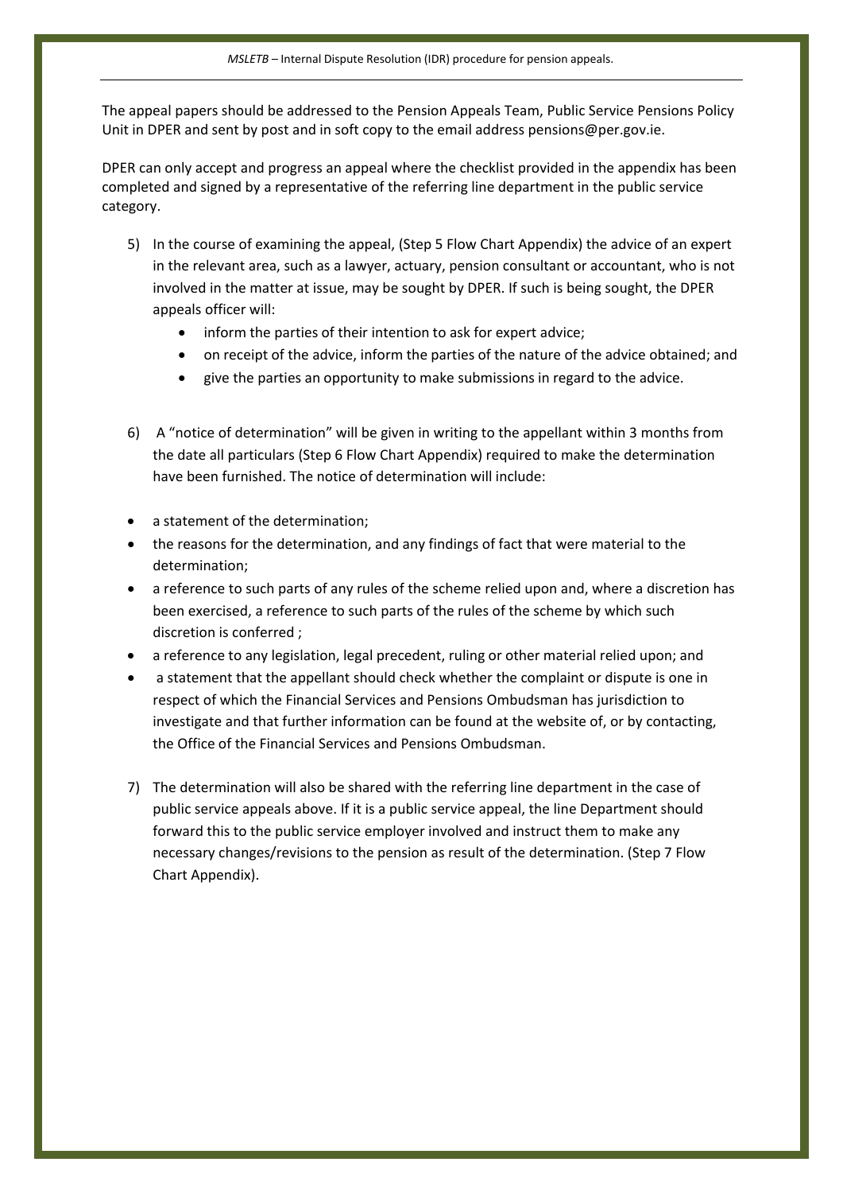The appeal papers should be addressed to the Pension Appeals Team, Public Service Pensions Policy Unit in DPER and sent by post and in soft copy to the email address pensions@per.gov.ie.

DPER can only accept and progress an appeal where the checklist provided in the appendix has been completed and signed by a representative of the referring line department in the public service category.

5) In the course of examining the appeal, (Step 5 Flow Chart Appendix) the advice of an expert in the relevant area, such as a lawyer, actuary, pension consultant or accountant, who is not involved in the matter at issue, may be sought by DPER. If such is being sought, the DPER appeals officer will:
    - inform the parties of their intention to ask for expert advice;
    - on receipt of the advice, inform the parties of the nature of the advice obtained; and
    - give the parties an opportunity to make submissions in regard to the advice.

6) A "notice of determination" will be given in writing to the appellant within 3 months from the date all particulars (Step 6 Flow Chart Appendix) required to make the determination have been furnished. The notice of determination will include:

- a statement of the determination;
- the reasons for the determination, and any findings of fact that were material to the determination;
- a reference to such parts of any rules of the scheme relied upon and, where a discretion has been exercised, a reference to such parts of the rules of the scheme by which such discretion is conferred ;
- a reference to any legislation, legal precedent, ruling or other material relied upon; and
- a statement that the appellant should check whether the complaint or dispute is one in respect of which the Financial Services and Pensions Ombudsman has jurisdiction to investigate and that further information can be found at the website of, or by contacting, the Office of the Financial Services and Pensions Ombudsman.

7) The determination will also be shared with the referring line department in the case of public service appeals above. If it is a public service appeal, the line Department should forward this to the public service employer involved and instruct them to make any necessary changes/revisions to the pension as result of the determination. (Step 7 Flow Chart Appendix).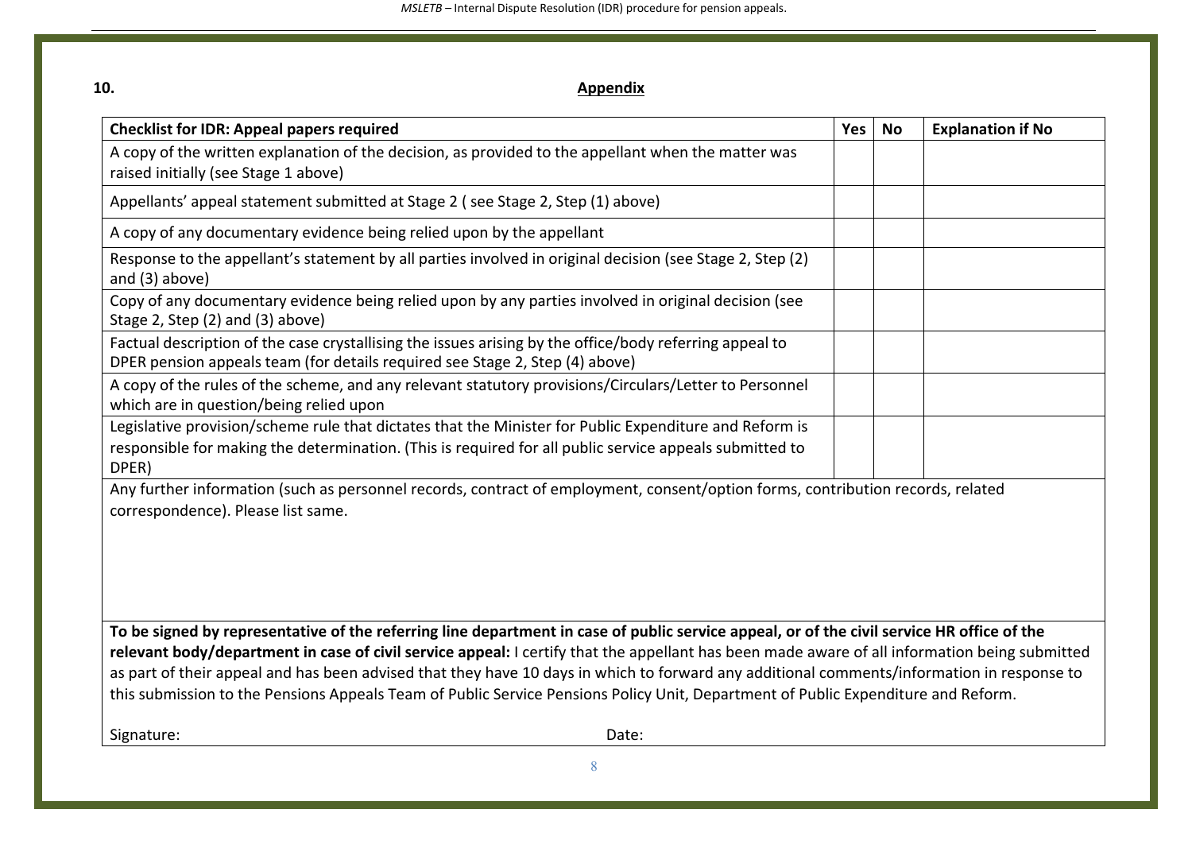## 10. Appendix

| Checklist for IDR: Appeal papers required | Yes | No | Explanation if No |
|---|---|---|---|
| A copy of the written explanation of the decision, as provided to the appellant when the matter was raised initially (see Stage 1 above) | | | |
| Appellants' appeal statement submitted at Stage 2 ( see Stage 2, Step (1) above) | | | |
| A copy of any documentary evidence being relied upon by the appellant | | | |
| Response to the appellant's statement by all parties involved in original decision (see Stage 2, Step (2) and (3) above) | | | |
| Copy of any documentary evidence being relied upon by any parties involved in original decision (see Stage 2, Step (2) and (3) above) | | | |
| Factual description of the case crystallising the issues arising by the office/body referring appeal to DPER pension appeals team (for details required see Stage 2, Step (4) above) | | | |
| A copy of the rules of the scheme, and any relevant statutory provisions/Circulars/Letter to Personnel which are in question/being relied upon | | | |
| Legislative provision/scheme rule that dictates that the Minister for Public Expenditure and Reform is responsible for making the determination. (This is required for all public service appeals submitted to DPER) | | | |
| Any further information (such as personnel records, contract of employment, consent/option forms, contribution records, related correspondence). Please list same. | | | |

**To be signed by representative of the referring line department in case of public service appeal, or of the civil service HR office of the relevant body/department in case of civil service appeal:** I certify that the appellant has been made aware of all information being submitted as part of their appeal and has been advised that they have 10 days in which to forward any additional comments/information in response to this submission to the Pensions Appeals Team of Public Service Pensions Policy Unit, Department of Public Expenditure and Reform.

Signature: Date: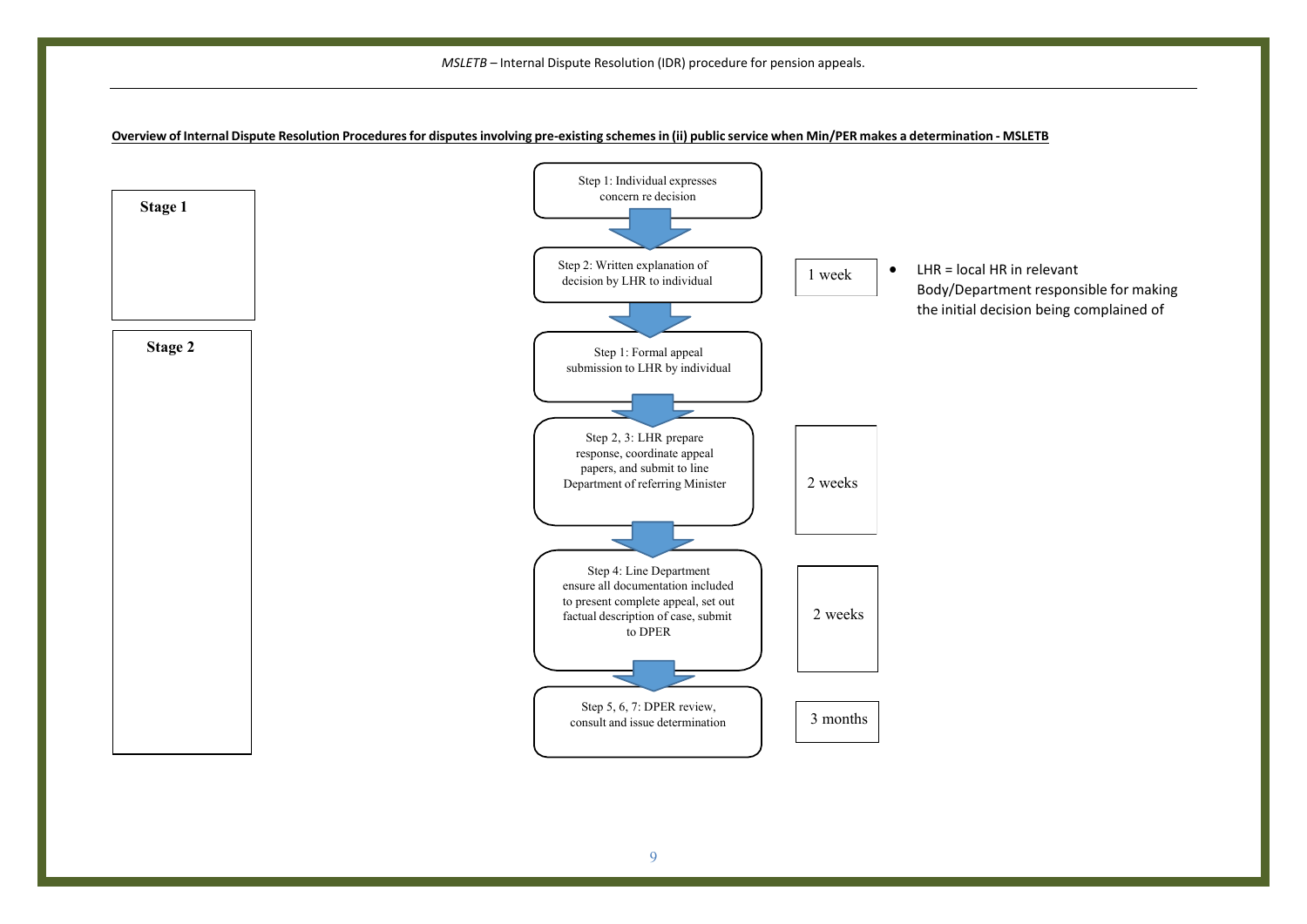**Overview of Internal Dispute Resolution Procedures for disputes involving pre-existing schemes in (ii) public service when Min/PER makes a determination - MSLETB**

**Stage 1**

Step 1: Individual expresses concern re decision

Step 2: Written explanation of decision by LHR to individual — 1 week

- LHR = local HR in relevant Body/Department responsible for making the initial decision being complained of

**Stage 2**

Step 1: Formal appeal submission to LHR by individual

Step 2, 3: LHR prepare response, coordinate appeal papers, and submit to line Department of referring Minister — 2 weeks

Step 4: Line Department ensure all documentation included to present complete appeal, set out factual description of case, submit to DPER — 2 weeks

Step 5, 6, 7: DPER review, consult and issue determination — 3 months